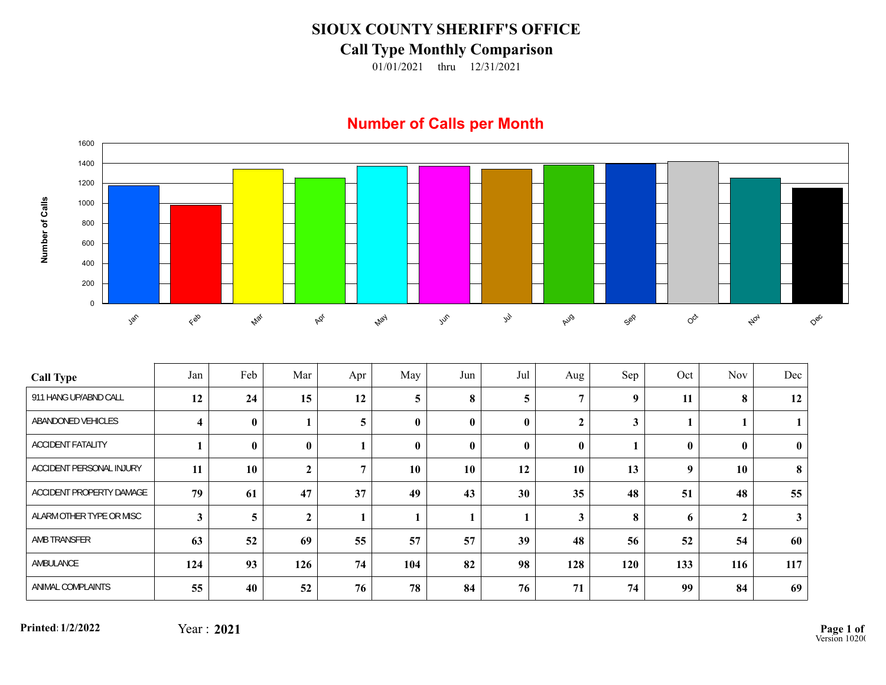# SIOUX COUNTY SHERIFF'S OFFICE

## Call Type Monthly Comparison

01/01/2021 thru 12/31/2021

### Number of Calls per Month

| Call Type | Jan | Feb | Mar | Apr | May | Jun | Jul | Aug | Sep | Oct | Nov | Dec |
|---|---|---|---|---|---|---|---|---|---|---|---|---|
| 911 HANG UP/ABND CALL | 12 | 24 | 15 | 12 | 5 | 8 | 5 | 7 | 9 | 11 | 8 | 12 |
| ABANDONED VEHICLES | 4 | 0 | 1 | 5 | 0 | 0 | 0 | 2 | 3 | 1 | 1 | 1 |
| ACCIDENT FATALITY | 1 | 0 | 0 | 1 | 0 | 0 | 0 | 0 | 1 | 0 | 0 | 0 |
| ACCIDENT PERSONAL INJURY | 11 | 10 | 2 | 7 | 10 | 10 | 12 | 10 | 13 | 9 | 10 | 8 |
| ACCIDENT PROPERTY DAMAGE | 79 | 61 | 47 | 37 | 49 | 43 | 30 | 35 | 48 | 51 | 48 | 55 |
| ALARM OTHER TYPE OR MISC | 3 | 5 | 2 | 1 | 1 | 1 | 1 | 3 | 8 | 6 | 2 | 3 |
| AMB TRANSFER | 63 | 52 | 69 | 55 | 57 | 57 | 39 | 48 | 56 | 52 | 54 | 60 |
| AMBULANCE | 124 | 93 | 126 | 74 | 104 | 82 | 98 | 128 | 120 | 133 | 116 | 117 |
| ANIMAL COMPLAINTS | 55 | 40 | 52 | 76 | 78 | 84 | 76 | 71 | 74 | 99 | 84 | 69 |

**Printed**: 1/2/2022 Year : **2021**

Version 10200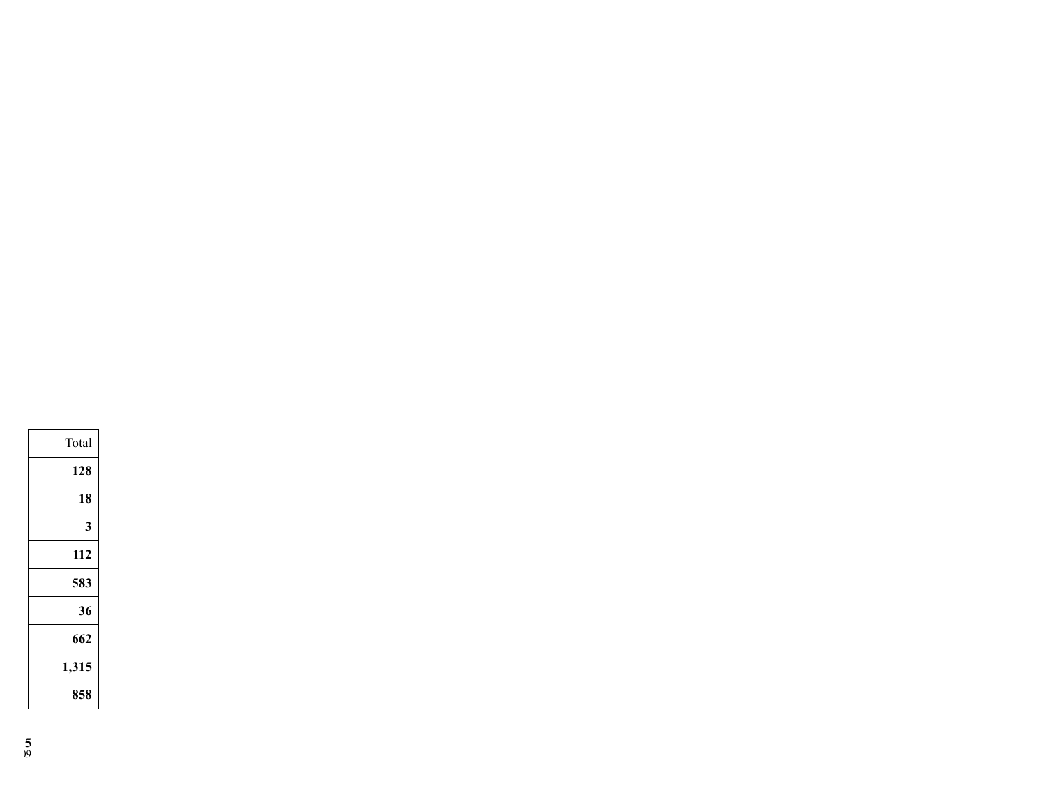| Total |
|---:|
| **128** |
| **18** |
| **3** |
| **112** |
| **583** |
| **36** |
| **662** |
| **1,315** |
| **858** |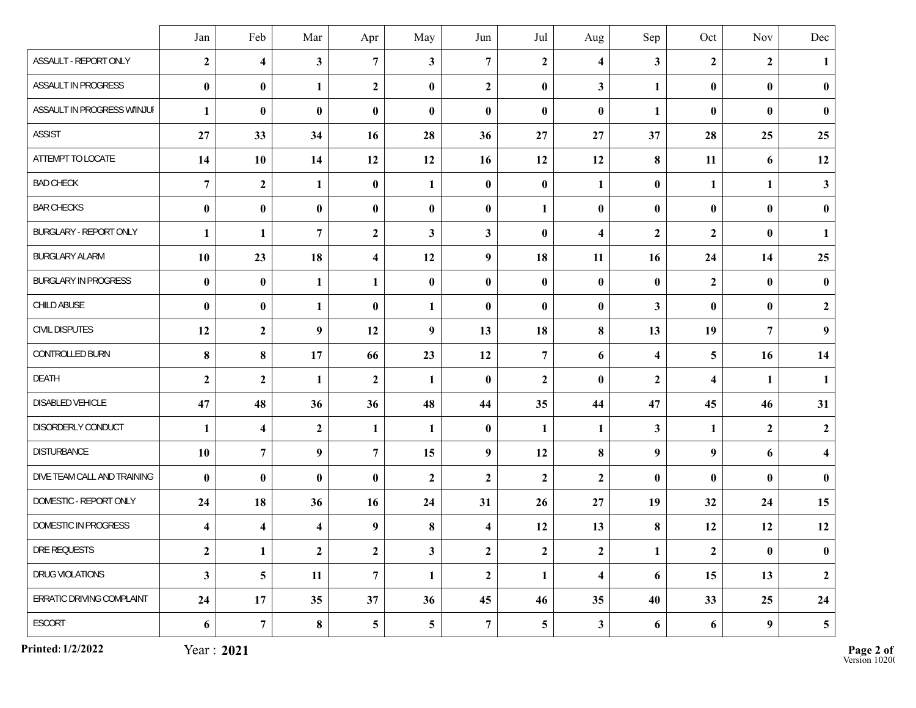| | Jan | Feb | Mar | Apr | May | Jun | Jul | Aug | Sep | Oct | Nov | Dec |
|---|---|---|---|---|---|---|---|---|---|---|---|---|
| ASSAULT - REPORT ONLY | **2** | **4** | **3** | **7** | **3** | **7** | **2** | **4** | **3** | **2** | **2** | **1** |
| ASSAULT IN PROGRESS | **0** | **0** | **1** | **2** | **0** | **2** | **0** | **3** | **1** | **0** | **0** | **0** |
| ASSAULT IN PROGRESS W/INJUI | **1** | **0** | **0** | **0** | **0** | **0** | **0** | **0** | **1** | **0** | **0** | **0** |
| ASSIST | **27** | **33** | **34** | **16** | **28** | **36** | **27** | **27** | **37** | **28** | **25** | **25** |
| ATTEMPT TO LOCATE | **14** | **10** | **14** | **12** | **12** | **16** | **12** | **12** | **8** | **11** | **6** | **12** |
| BAD CHECK | **7** | **2** | **1** | **0** | **1** | **0** | **0** | **1** | **0** | **1** | **1** | **3** |
| BAR CHECKS | **0** | **0** | **0** | **0** | **0** | **0** | **1** | **0** | **0** | **0** | **0** | **0** |
| BURGLARY - REPORT ONLY | **1** | **1** | **7** | **2** | **3** | **3** | **0** | **4** | **2** | **2** | **0** | **1** |
| BURGLARY ALARM | **10** | **23** | **18** | **4** | **12** | **9** | **18** | **11** | **16** | **24** | **14** | **25** |
| BURGLARY IN PROGRESS | **0** | **0** | **1** | **1** | **0** | **0** | **0** | **0** | **0** | **2** | **0** | **0** |
| CHILD ABUSE | **0** | **0** | **1** | **0** | **1** | **0** | **0** | **0** | **3** | **0** | **0** | **2** |
| CIVIL DISPUTES | **12** | **2** | **9** | **12** | **9** | **13** | **18** | **8** | **13** | **19** | **7** | **9** |
| CONTROLLED BURN | **8** | **8** | **17** | **66** | **23** | **12** | **7** | **6** | **4** | **5** | **16** | **14** |
| DEATH | **2** | **2** | **1** | **2** | **1** | **0** | **2** | **0** | **2** | **4** | **1** | **1** |
| DISABLED VEHICLE | **47** | **48** | **36** | **36** | **48** | **44** | **35** | **44** | **47** | **45** | **46** | **31** |
| DISORDERLY CONDUCT | **1** | **4** | **2** | **1** | **1** | **0** | **1** | **1** | **3** | **1** | **2** | **2** |
| DISTURBANCE | **10** | **7** | **9** | **7** | **15** | **9** | **12** | **8** | **9** | **9** | **6** | **4** |
| DIVE TEAM CALL AND TRAINING | **0** | **0** | **0** | **0** | **2** | **2** | **2** | **2** | **0** | **0** | **0** | **0** |
| DOMESTIC - REPORT ONLY | **24** | **18** | **36** | **16** | **24** | **31** | **26** | **27** | **19** | **32** | **24** | **15** |
| DOMESTIC IN PROGRESS | **4** | **4** | **4** | **9** | **8** | **4** | **12** | **13** | **8** | **12** | **12** | **12** |
| DRE REQUESTS | **2** | **1** | **2** | **2** | **3** | **2** | **2** | **2** | **1** | **2** | **0** | **0** |
| DRUG VIOLATIONS | **3** | **5** | **11** | **7** | **1** | **2** | **1** | **4** | **6** | **15** | **13** | **2** |
| ERRATIC DRIVING COMPLAINT | **24** | **17** | **35** | **37** | **36** | **45** | **46** | **35** | **40** | **33** | **25** | **24** |
| ESCORT | **6** | **7** | **8** | **5** | **5** | **7** | **5** | **3** | **6** | **6** | **9** | **5** |

**Printed: 1/2/2022** Year : **2021**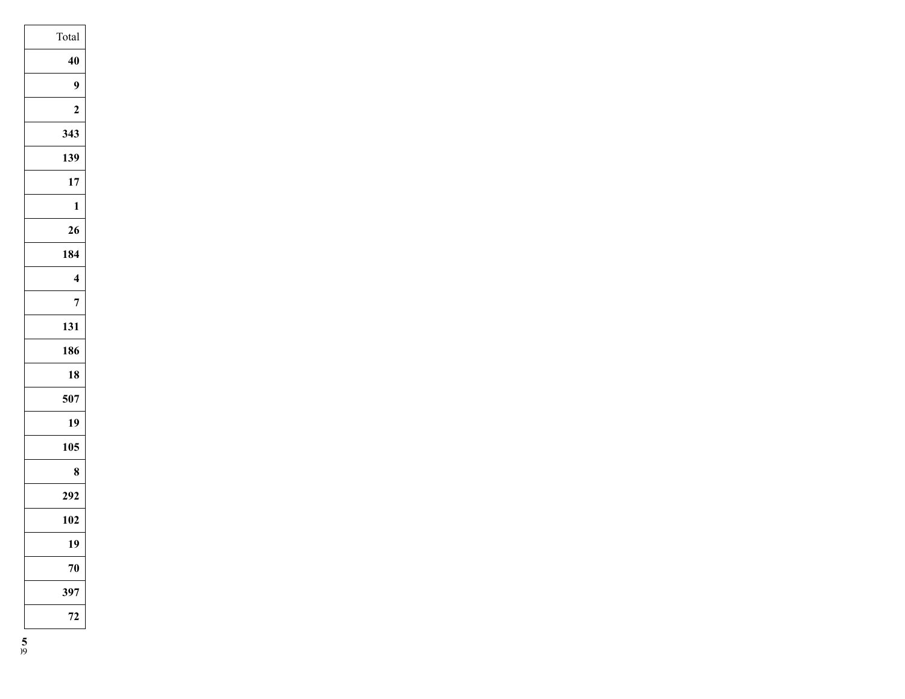| Total |
|---:|
| **40** |
| **9** |
| **2** |
| **343** |
| **139** |
| **17** |
| **1** |
| **26** |
| **184** |
| **4** |
| **7** |
| **131** |
| **186** |
| **18** |
| **507** |
| **19** |
| **105** |
| **8** |
| **292** |
| **102** |
| **19** |
| **70** |
| **397** |
| **72** |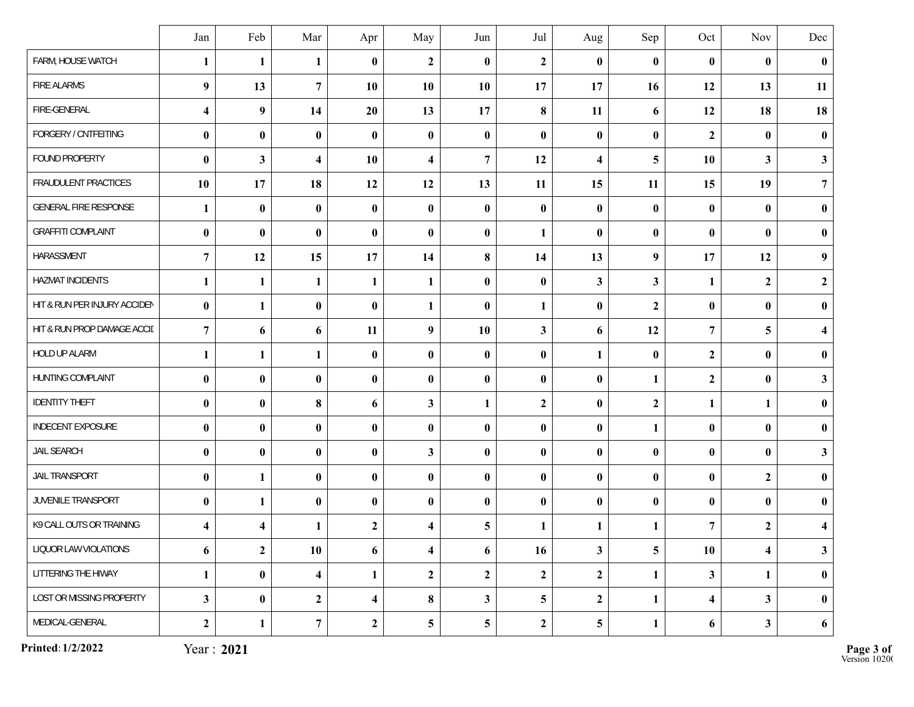| | Jan | Feb | Mar | Apr | May | Jun | Jul | Aug | Sep | Oct | Nov | Dec |
|---|---|---|---|---|---|---|---|---|---|---|---|---|
| FARM, HOUSE WATCH | **1** | **1** | **1** | **0** | **2** | **0** | **2** | **0** | **0** | **0** | **0** | **0** |
| FIRE ALARMS | **9** | **13** | **7** | **10** | **10** | **10** | **17** | **17** | **16** | **12** | **13** | **11** |
| FIRE-GENERAL | **4** | **9** | **14** | **20** | **13** | **17** | **8** | **11** | **6** | **12** | **18** | **18** |
| FORGERY / CNTFEITING | **0** | **0** | **0** | **0** | **0** | **0** | **0** | **0** | **0** | **2** | **0** | **0** |
| FOUND PROPERTY | **0** | **3** | **4** | **10** | **4** | **7** | **12** | **4** | **5** | **10** | **3** | **3** |
| FRAUDULENT PRACTICES | **10** | **17** | **18** | **12** | **12** | **13** | **11** | **15** | **11** | **15** | **19** | **7** |
| GENERAL FIRE RESPONSE | **1** | **0** | **0** | **0** | **0** | **0** | **0** | **0** | **0** | **0** | **0** | **0** |
| GRAFFITI COMPLAINT | **0** | **0** | **0** | **0** | **0** | **0** | **1** | **0** | **0** | **0** | **0** | **0** |
| HARASSMENT | **7** | **12** | **15** | **17** | **14** | **8** | **14** | **13** | **9** | **17** | **12** | **9** |
| HAZMAT INCIDENTS | **1** | **1** | **1** | **1** | **1** | **0** | **0** | **3** | **3** | **1** | **2** | **2** |
| HIT & RUN PER INJURY ACCIDEN | **0** | **1** | **0** | **0** | **1** | **0** | **1** | **0** | **2** | **0** | **0** | **0** |
| HIT & RUN PROP DAMAGE ACCII | **7** | **6** | **6** | **11** | **9** | **10** | **3** | **6** | **12** | **7** | **5** | **4** |
| HOLD UP ALARM | **1** | **1** | **1** | **0** | **0** | **0** | **0** | **1** | **0** | **2** | **0** | **0** |
| HUNTING COMPLAINT | **0** | **0** | **0** | **0** | **0** | **0** | **0** | **0** | **1** | **2** | **0** | **3** |
| IDENTITY THEFT | **0** | **0** | **8** | **6** | **3** | **1** | **2** | **0** | **2** | **1** | **1** | **0** |
| INDECENT EXPOSURE | **0** | **0** | **0** | **0** | **0** | **0** | **0** | **0** | **1** | **0** | **0** | **0** |
| JAIL SEARCH | **0** | **0** | **0** | **0** | **3** | **0** | **0** | **0** | **0** | **0** | **0** | **3** |
| JAIL TRANSPORT | **0** | **1** | **0** | **0** | **0** | **0** | **0** | **0** | **0** | **0** | **2** | **0** |
| JUVENILE TRANSPORT | **0** | **1** | **0** | **0** | **0** | **0** | **0** | **0** | **0** | **0** | **0** | **0** |
| K9 CALL OUTS OR TRAINING | **4** | **4** | **1** | **2** | **4** | **5** | **1** | **1** | **1** | **7** | **2** | **4** |
| LIQUOR LAW VIOLATIONS | **6** | **2** | **10** | **6** | **4** | **6** | **16** | **3** | **5** | **10** | **4** | **3** |
| LITTERING THE HIWAY | **1** | **0** | **4** | **1** | **2** | **2** | **2** | **2** | **1** | **3** | **1** | **0** |
| LOST OR MISSING PROPERTY | **3** | **0** | **2** | **4** | **8** | **3** | **5** | **2** | **1** | **4** | **3** | **0** |
| MEDICAL-GENERAL | **2** | **1** | **7** | **2** | **5** | **5** | **2** | **5** | **1** | **6** | **3** | **6** |

**Printed: 1/2/2022** Year : **2021**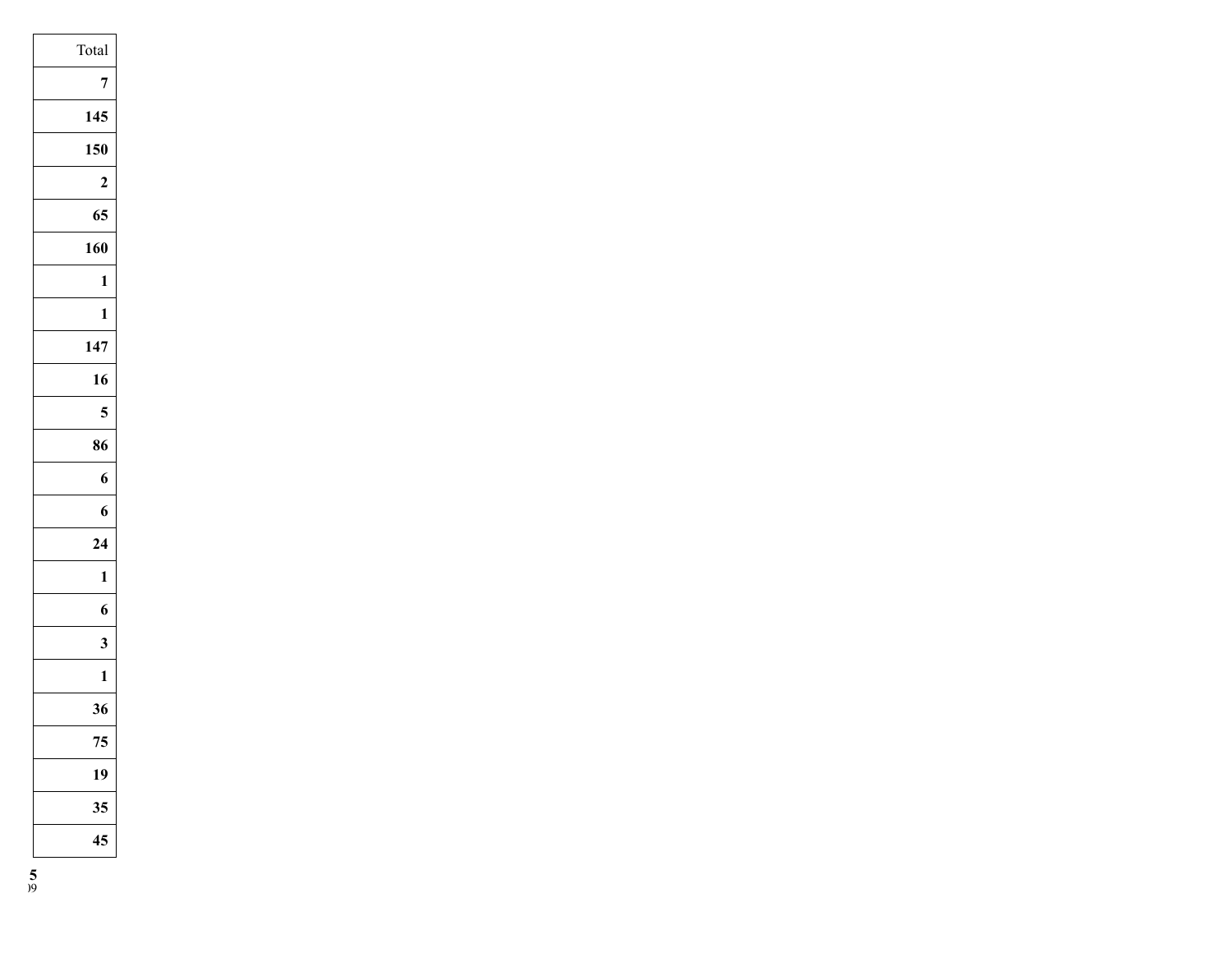| Total |
| ---: |
| **7** |
| **145** |
| **150** |
| **2** |
| **65** |
| **160** |
| **1** |
| **1** |
| **147** |
| **16** |
| **5** |
| **86** |
| **6** |
| **6** |
| **24** |
| **1** |
| **6** |
| **3** |
| **1** |
| **36** |
| **75** |
| **19** |
| **35** |
| **45** |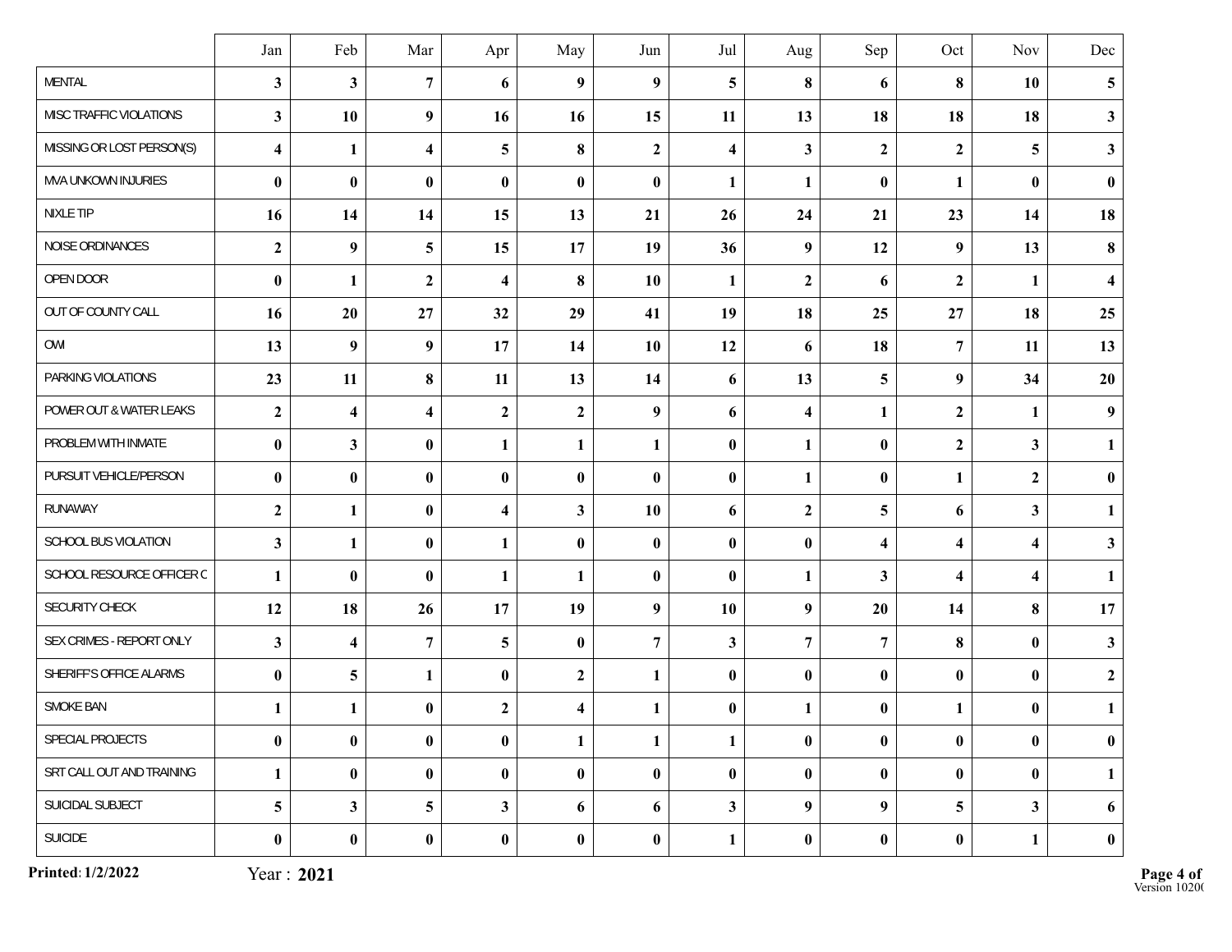| | Jan | Feb | Mar | Apr | May | Jun | Jul | Aug | Sep | Oct | Nov | Dec |
|---|---|---|---|---|---|---|---|---|---|---|---|---|
| MENTAL | **3** | **3** | **7** | **6** | **9** | **9** | **5** | **8** | **6** | **8** | **10** | **5** |
| MISC TRAFFIC VIOLATIONS | **3** | **10** | **9** | **16** | **16** | **15** | **11** | **13** | **18** | **18** | **18** | **3** |
| MISSING OR LOST PERSON(S) | **4** | **1** | **4** | **5** | **8** | **2** | **4** | **3** | **2** | **2** | **5** | **3** |
| MVA UNKOWN INJURIES | **0** | **0** | **0** | **0** | **0** | **0** | **1** | **1** | **0** | **1** | **0** | **0** |
| NIXLE TIP | **16** | **14** | **14** | **15** | **13** | **21** | **26** | **24** | **21** | **23** | **14** | **18** |
| NOISE ORDINANCES | **2** | **9** | **5** | **15** | **17** | **19** | **36** | **9** | **12** | **9** | **13** | **8** |
| OPEN DOOR | **0** | **1** | **2** | **4** | **8** | **10** | **1** | **2** | **6** | **2** | **1** | **4** |
| OUT OF COUNTY CALL | **16** | **20** | **27** | **32** | **29** | **41** | **19** | **18** | **25** | **27** | **18** | **25** |
| OWI | **13** | **9** | **9** | **17** | **14** | **10** | **12** | **6** | **18** | **7** | **11** | **13** |
| PARKING VIOLATIONS | **23** | **11** | **8** | **11** | **13** | **14** | **6** | **13** | **5** | **9** | **34** | **20** |
| POWER OUT & WATER LEAKS | **2** | **4** | **4** | **2** | **2** | **9** | **6** | **4** | **1** | **2** | **1** | **9** |
| PROBLEM WITH INMATE | **0** | **3** | **0** | **1** | **1** | **1** | **0** | **1** | **0** | **2** | **3** | **1** |
| PURSUIT VEHICLE/PERSON | **0** | **0** | **0** | **0** | **0** | **0** | **0** | **1** | **0** | **1** | **2** | **0** |
| RUNAWAY | **2** | **1** | **0** | **4** | **3** | **10** | **6** | **2** | **5** | **6** | **3** | **1** |
| SCHOOL BUS VIOLATION | **3** | **1** | **0** | **1** | **0** | **0** | **0** | **0** | **4** | **4** | **4** | **3** |
| SCHOOL RESOURCE OFFICER C | **1** | **0** | **0** | **1** | **1** | **0** | **0** | **1** | **3** | **4** | **4** | **1** |
| SECURITY CHECK | **12** | **18** | **26** | **17** | **19** | **9** | **10** | **9** | **20** | **14** | **8** | **17** |
| SEX CRIMES - REPORT ONLY | **3** | **4** | **7** | **5** | **0** | **7** | **3** | **7** | **7** | **8** | **0** | **3** |
| SHERIFF'S OFFICE ALARMS | **0** | **5** | **1** | **0** | **2** | **1** | **0** | **0** | **0** | **0** | **0** | **2** |
| SMOKE BAN | **1** | **1** | **0** | **2** | **4** | **1** | **0** | **1** | **0** | **1** | **0** | **1** |
| SPECIAL PROJECTS | **0** | **0** | **0** | **0** | **1** | **1** | **1** | **0** | **0** | **0** | **0** | **0** |
| SRT CALL OUT AND TRAINING | **1** | **0** | **0** | **0** | **0** | **0** | **0** | **0** | **0** | **0** | **0** | **1** |
| SUICIDAL SUBJECT | **5** | **3** | **5** | **3** | **6** | **6** | **3** | **9** | **9** | **5** | **3** | **6** |
| SUICIDE | **0** | **0** | **0** | **0** | **0** | **0** | **1** | **0** | **0** | **0** | **1** | **0** |

**Printed: 1/2/2022** Year : **2021**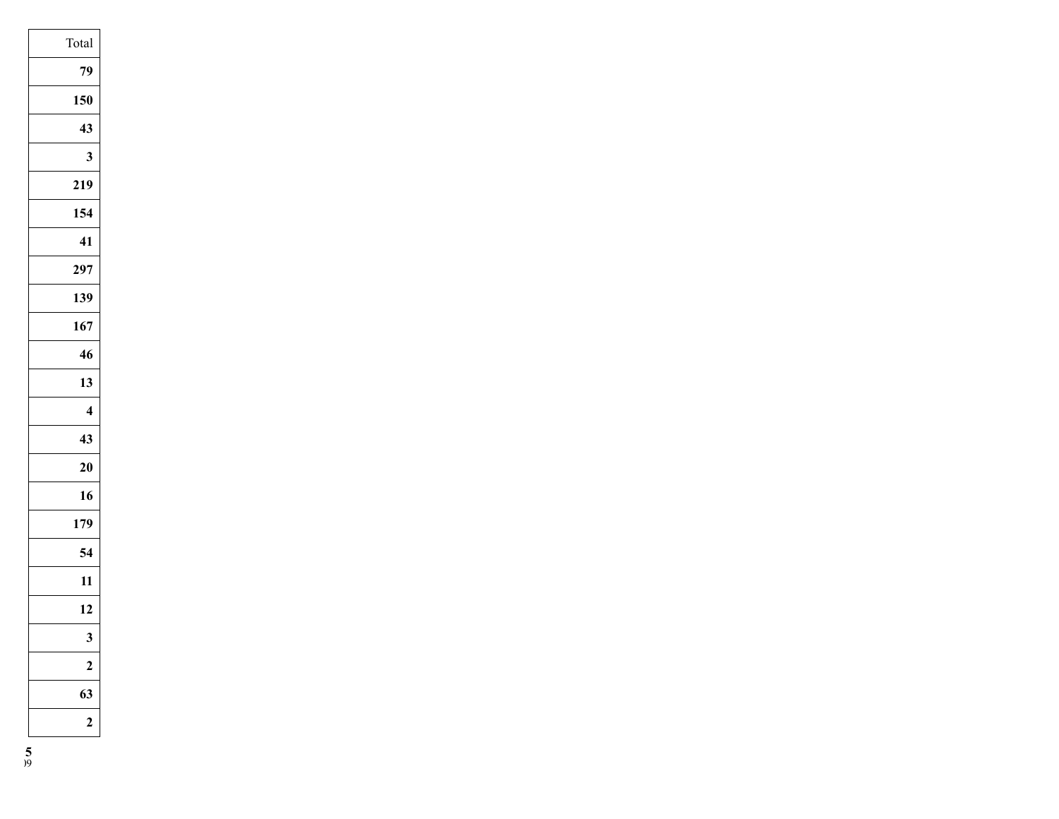| Total |
| ---: |
| **79** |
| **150** |
| **43** |
| **3** |
| **219** |
| **154** |
| **41** |
| **297** |
| **139** |
| **167** |
| **46** |
| **13** |
| **4** |
| **43** |
| **20** |
| **16** |
| **179** |
| **54** |
| **11** |
| **12** |
| **3** |
| **2** |
| **63** |
| **2** |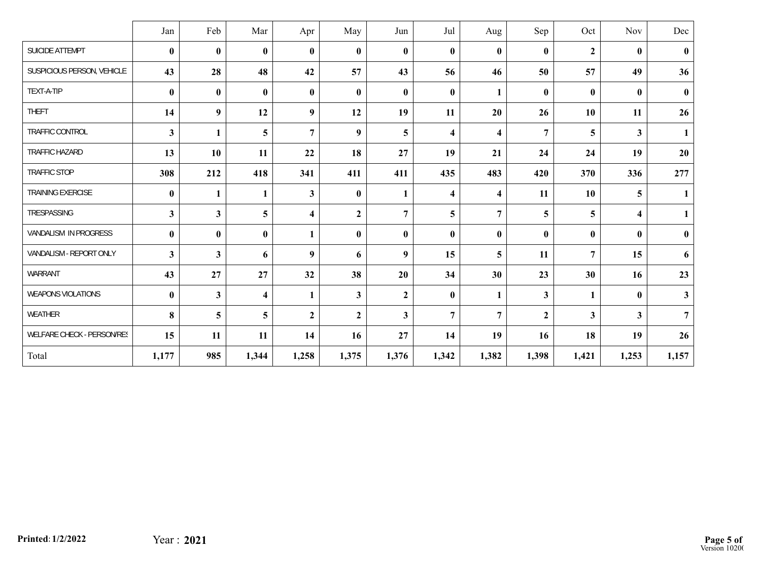| | Jan | Feb | Mar | Apr | May | Jun | Jul | Aug | Sep | Oct | Nov | Dec |
|---|---|---|---|---|---|---|---|---|---|---|---|---|
| SUICIDE ATTEMPT | **0** | **0** | **0** | **0** | **0** | **0** | **0** | **0** | **0** | **2** | **0** | **0** |
| SUSPICIOUS PERSON, VEHICLE | **43** | **28** | **48** | **42** | **57** | **43** | **56** | **46** | **50** | **57** | **49** | **36** |
| TEXT-A-TIP | **0** | **0** | **0** | **0** | **0** | **0** | **0** | **1** | **0** | **0** | **0** | **0** |
| THEFT | **14** | **9** | **12** | **9** | **12** | **19** | **11** | **20** | **26** | **10** | **11** | **26** |
| TRAFFIC CONTROL | **3** | **1** | **5** | **7** | **9** | **5** | **4** | **4** | **7** | **5** | **3** | **1** |
| TRAFFIC HAZARD | **13** | **10** | **11** | **22** | **18** | **27** | **19** | **21** | **24** | **24** | **19** | **20** |
| TRAFFIC STOP | **308** | **212** | **418** | **341** | **411** | **411** | **435** | **483** | **420** | **370** | **336** | **277** |
| TRAINING EXERCISE | **0** | **1** | **1** | **3** | **0** | **1** | **4** | **4** | **11** | **10** | **5** | **1** |
| TRESPASSING | **3** | **3** | **5** | **4** | **2** | **7** | **5** | **7** | **5** | **5** | **4** | **1** |
| VANDALISM IN PROGRESS | **0** | **0** | **0** | **1** | **0** | **0** | **0** | **0** | **0** | **0** | **0** | **0** |
| VANDALISM - REPORT ONLY | **3** | **3** | **6** | **9** | **6** | **9** | **15** | **5** | **11** | **7** | **15** | **6** |
| WARRANT | **43** | **27** | **27** | **32** | **38** | **20** | **34** | **30** | **23** | **30** | **16** | **23** |
| WEAPONS VIOLATIONS | **0** | **3** | **4** | **1** | **3** | **2** | **0** | **1** | **3** | **1** | **0** | **3** |
| WEATHER | **8** | **5** | **5** | **2** | **2** | **3** | **7** | **7** | **2** | **3** | **3** | **7** |
| WELFARE CHECK - PERSON/RES | **15** | **11** | **11** | **14** | **16** | **27** | **14** | **19** | **16** | **18** | **19** | **26** |
| Total | **1,177** | **985** | **1,344** | **1,258** | **1,375** | **1,376** | **1,342** | **1,382** | **1,398** | **1,421** | **1,253** | **1,157** |

**Printed: 1/2/2022** Year : **2021**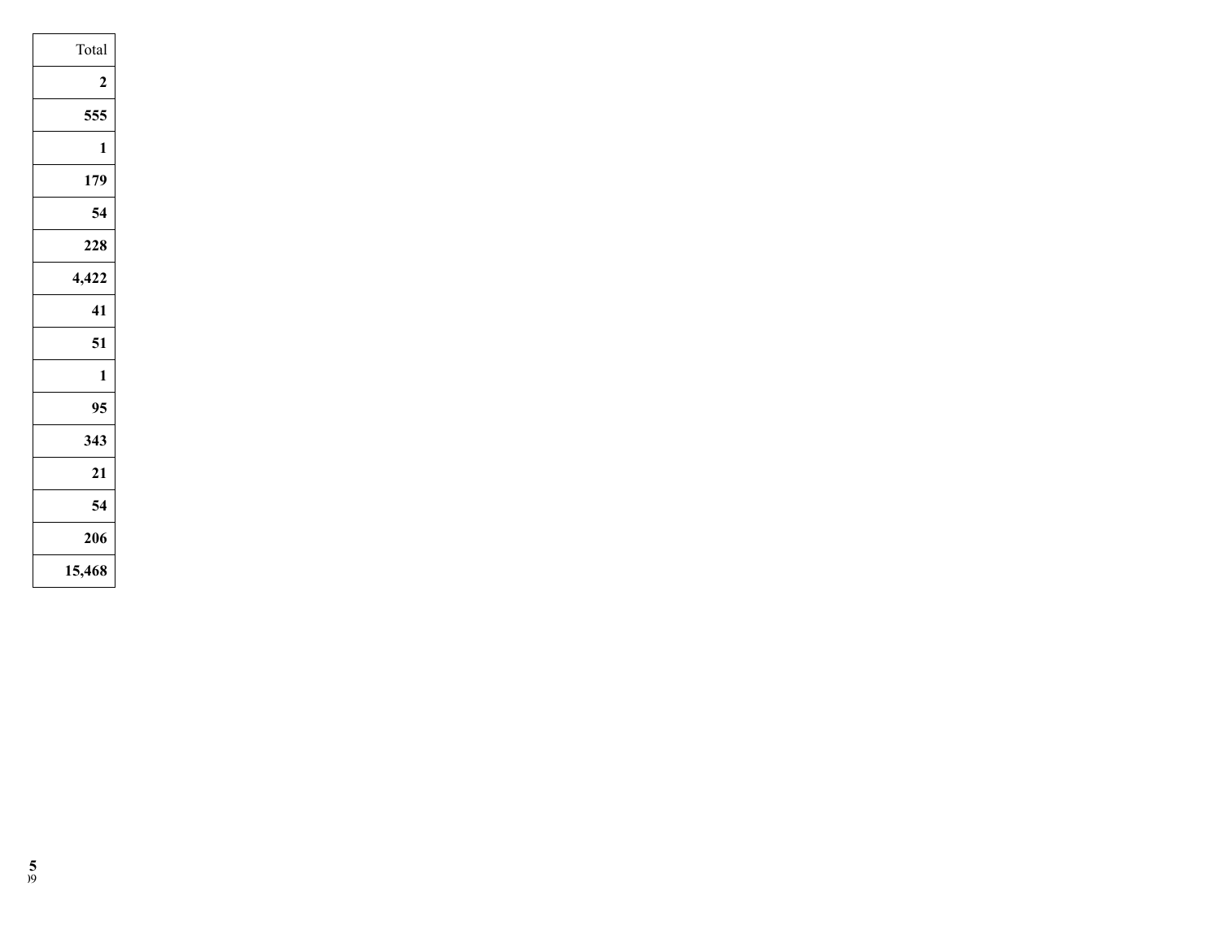| Total |
|---|
| **2** |
| **555** |
| **1** |
| **179** |
| **54** |
| **228** |
| **4,422** |
| **41** |
| **51** |
| **1** |
| **95** |
| **343** |
| **21** |
| **54** |
| **206** |
| **15,468** |